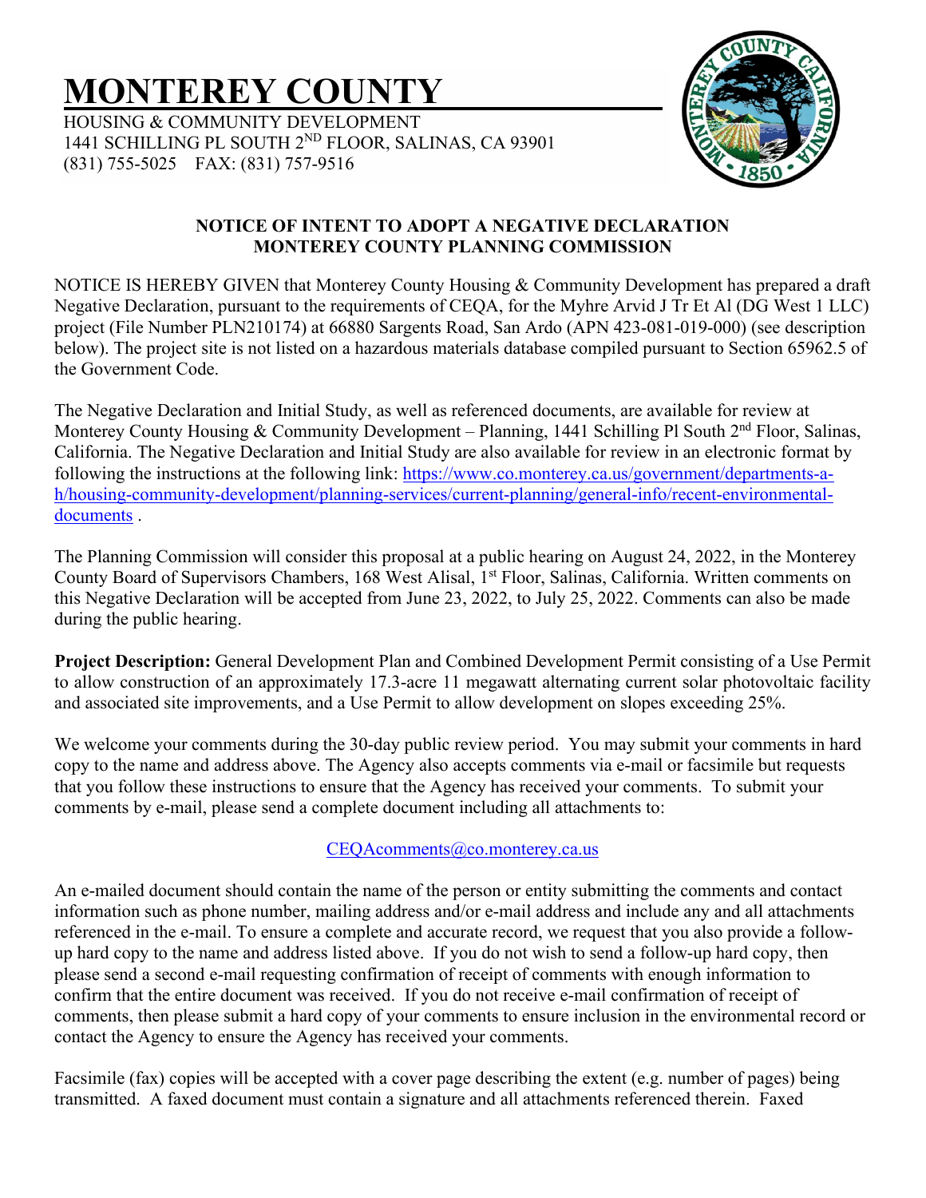# MONTEREY COUNTY

HOUSING & COMMUNITY DEVELOPMENT
1441 SCHILLING PL SOUTH 2ND FLOOR, SALINAS, CA 93901
(831) 755-5025 FAX: (831) 757-9516

## NOTICE OF INTENT TO ADOPT A NEGATIVE DECLARATION
## MONTEREY COUNTY PLANNING COMMISSION

NOTICE IS HEREBY GIVEN that Monterey County Housing & Community Development has prepared a draft Negative Declaration, pursuant to the requirements of CEQA, for the Myhre Arvid J Tr Et Al (DG West 1 LLC) project (File Number PLN210174) at 66880 Sargents Road, San Ardo (APN 423-081-019-000) (see description below). The project site is not listed on a hazardous materials database compiled pursuant to Section 65962.5 of the Government Code.

The Negative Declaration and Initial Study, as well as referenced documents, are available for review at Monterey County Housing & Community Development – Planning, 1441 Schilling Pl South 2nd Floor, Salinas, California. The Negative Declaration and Initial Study are also available for review in an electronic format by following the instructions at the following link: [https://www.co.monterey.ca.us/government/departments-a-h/housing-community-development/planning-services/current-planning/general-info/recent-environmental-documents](https://www.co.monterey.ca.us/government/departments-a-h/housing-community-development/planning-services/current-planning/general-info/recent-environmental-documents) .

The Planning Commission will consider this proposal at a public hearing on August 24, 2022, in the Monterey County Board of Supervisors Chambers, 168 West Alisal, 1st Floor, Salinas, California. Written comments on this Negative Declaration will be accepted from June 23, 2022, to July 25, 2022. Comments can also be made during the public hearing.

**Project Description:** General Development Plan and Combined Development Permit consisting of a Use Permit to allow construction of an approximately 17.3-acre 11 megawatt alternating current solar photovoltaic facility and associated site improvements, and a Use Permit to allow development on slopes exceeding 25%.

We welcome your comments during the 30-day public review period. You may submit your comments in hard copy to the name and address above. The Agency also accepts comments via e-mail or facsimile but requests that you follow these instructions to ensure that the Agency has received your comments. To submit your comments by e-mail, please send a complete document including all attachments to:

[CEQAcomments@co.monterey.ca.us](mailto:CEQAcomments@co.monterey.ca.us)

An e-mailed document should contain the name of the person or entity submitting the comments and contact information such as phone number, mailing address and/or e-mail address and include any and all attachments referenced in the e-mail. To ensure a complete and accurate record, we request that you also provide a follow-up hard copy to the name and address listed above. If you do not wish to send a follow-up hard copy, then please send a second e-mail requesting confirmation of receipt of comments with enough information to confirm that the entire document was received. If you do not receive e-mail confirmation of receipt of comments, then please submit a hard copy of your comments to ensure inclusion in the environmental record or contact the Agency to ensure the Agency has received your comments.

Facsimile (fax) copies will be accepted with a cover page describing the extent (e.g. number of pages) being transmitted. A faxed document must contain a signature and all attachments referenced therein. Faxed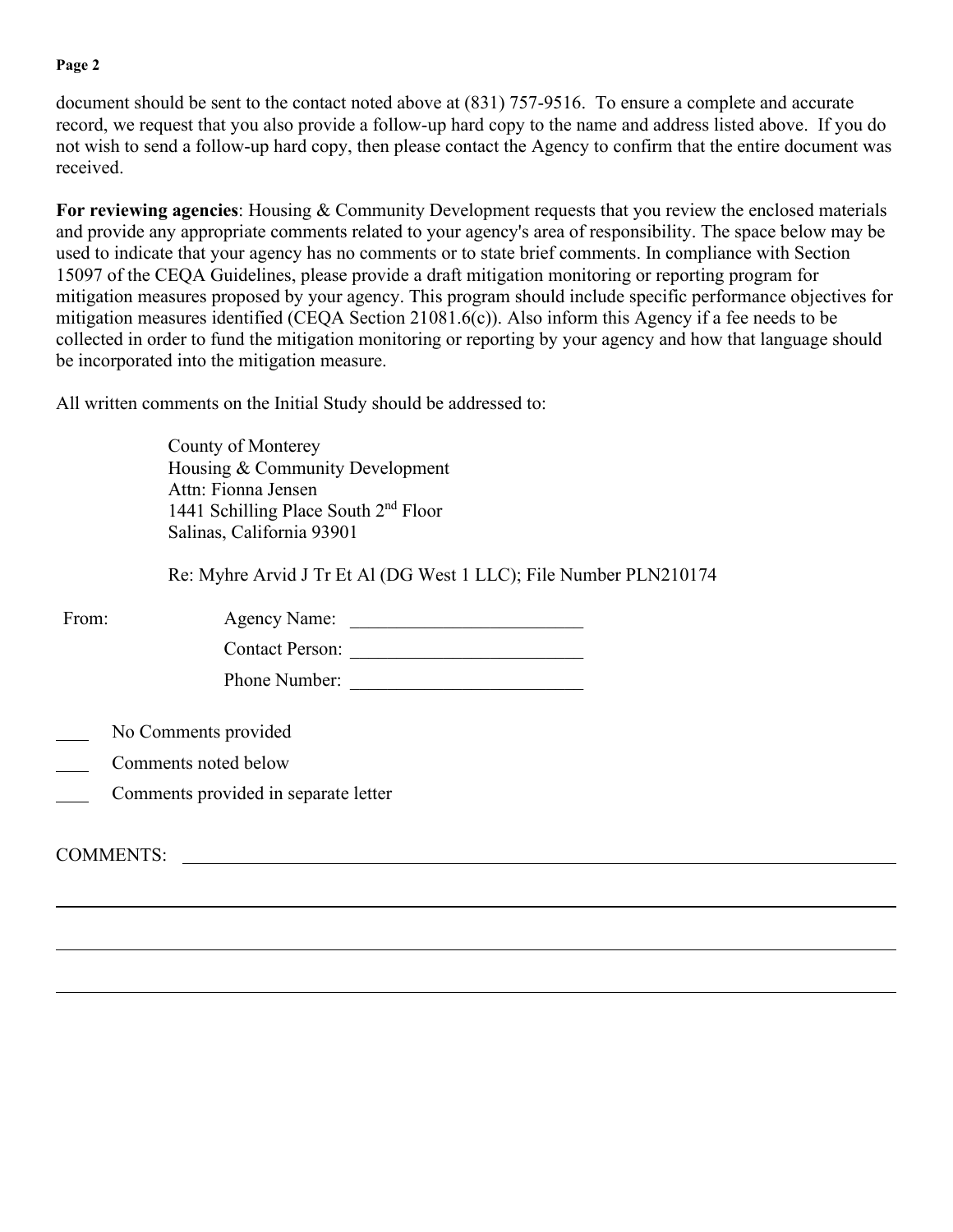document should be sent to the contact noted above at (831) 757-9516. To ensure a complete and accurate record, we request that you also provide a follow-up hard copy to the name and address listed above. If you do not wish to send a follow-up hard copy, then please contact the Agency to confirm that the entire document was received.

**For reviewing agencies**: Housing & Community Development requests that you review the enclosed materials and provide any appropriate comments related to your agency's area of responsibility. The space below may be used to indicate that your agency has no comments or to state brief comments. In compliance with Section 15097 of the CEQA Guidelines, please provide a draft mitigation monitoring or reporting program for mitigation measures proposed by your agency. This program should include specific performance objectives for mitigation measures identified (CEQA Section 21081.6(c)). Also inform this Agency if a fee needs to be collected in order to fund the mitigation monitoring or reporting by your agency and how that language should be incorporated into the mitigation measure.

All written comments on the Initial Study should be addressed to:

> County of Monterey
> Housing & Community Development
> Attn: Fionna Jensen
> 1441 Schilling Place South 2nd Floor
> Salinas, California 93901
>
> Re: Myhre Arvid J Tr Et Al (DG West 1 LLC); File Number PLN210174

From:

Agency Name: ________________________

Contact Person: ________________________

Phone Number: ________________________

____ No Comments provided

____ Comments noted below

____ Comments provided in separate letter

COMMENTS: ____________________________________________________________________

______________________________________________________________________________

______________________________________________________________________________

______________________________________________________________________________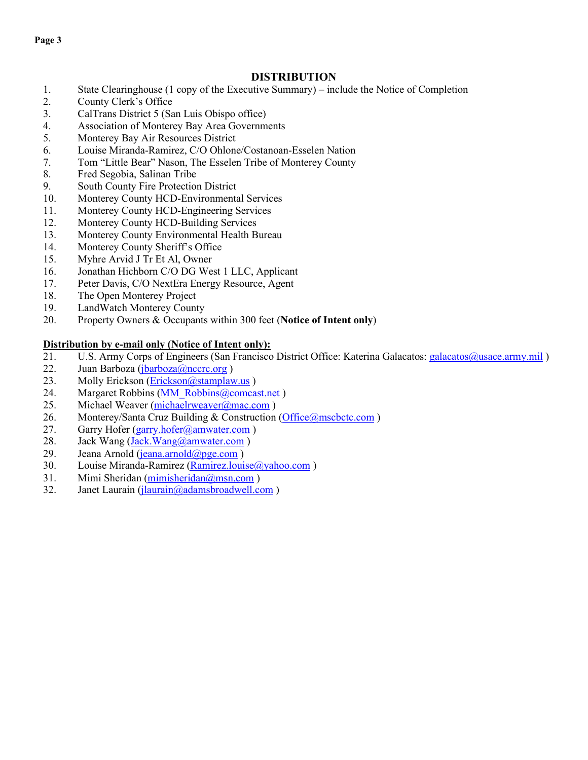## DISTRIBUTION

1. State Clearinghouse (1 copy of the Executive Summary) – include the Notice of Completion
2. County Clerk's Office
3. CalTrans District 5 (San Luis Obispo office)
4. Association of Monterey Bay Area Governments
5. Monterey Bay Air Resources District
6. Louise Miranda-Ramirez, C/O Ohlone/Costanoan-Esselen Nation
7. Tom "Little Bear" Nason, The Esselen Tribe of Monterey County
8. Fred Segobia, Salinan Tribe
9. South County Fire Protection District
10. Monterey County HCD-Environmental Services
11. Monterey County HCD-Engineering Services
12. Monterey County HCD-Building Services
13. Monterey County Environmental Health Bureau
14. Monterey County Sheriff's Office
15. Myhre Arvid J Tr Et Al, Owner
16. Jonathan Hichborn C/O DG West 1 LLC, Applicant
17. Peter Davis, C/O NextEra Energy Resource, Agent
18. The Open Monterey Project
19. LandWatch Monterey County
20. Property Owners & Occupants within 300 feet (**Notice of Intent only**)

**Distribution by e-mail only (Notice of Intent only):**

21. U.S. Army Corps of Engineers (San Francisco District Office: Katerina Galacatos: galacatos@usace.army.mil )
22. Juan Barboza (jbarboza@nccrc.org )
23. Molly Erickson (Erickson@stamplaw.us )
24. Margaret Robbins (MM_Robbins@comcast.net )
25. Michael Weaver (michaelrweaver@mac.com )
26. Monterey/Santa Cruz Building & Construction (Office@mscbctc.com )
27. Garry Hofer (garry.hofer@amwater.com )
28. Jack Wang (Jack.Wang@amwater.com )
29. Jeana Arnold (jeana.arnold@pge.com )
30. Louise Miranda-Ramirez (Ramirez.louise@yahoo.com )
31. Mimi Sheridan (mimisheridan@msn.com )
32. Janet Laurain (jlaurain@adamsbroadwell.com )